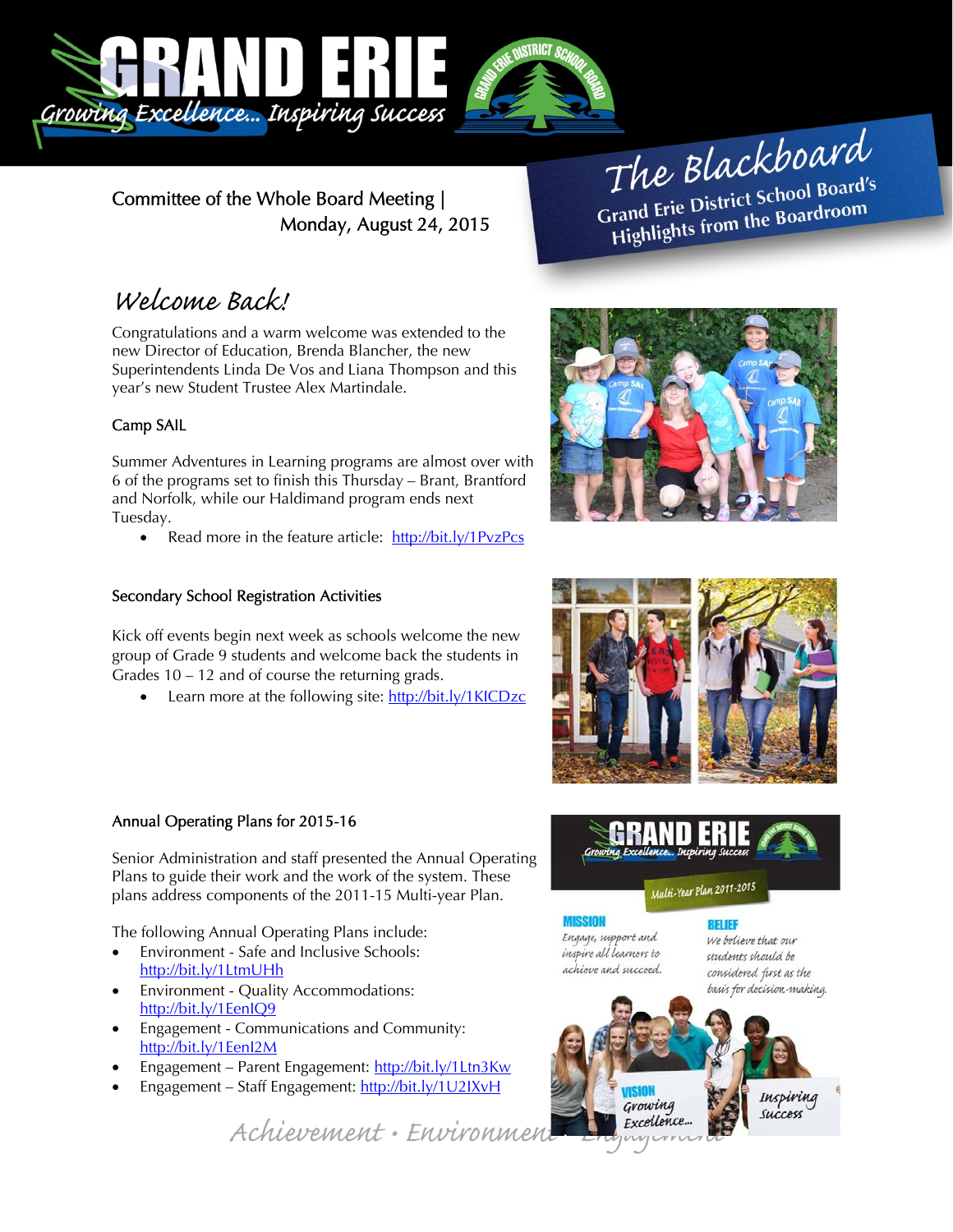# The Blackboard

Grand Erie District School Board's Highlights from the Boardroom

Committee of the Whole Board Meeting | Monday, August 24, 2015

## Welcome Back!

Congratulations and a warm welcome was extended to the new Director of Education, Brenda Blancher, the new Superintendents Linda De Vos and Liana Thompson and this year's new Student Trustee Alex Martindale.

### Camp SAIL

Summer Adventures in Learning programs are almost over with 6 of the programs set to finish this Thursday – Brant, Brantford and Norfolk, while our Haldimand program ends next Tuesday.

- Read more in the feature article: http://bit.ly/1PvzPcs

### Secondary School Registration Activities

Kick off events begin next week as schools welcome the new group of Grade 9 students and welcome back the students in Grades 10 – 12 and of course the returning grads.

- Learn more at the following site: http://bit.ly/1KICDzc

### Annual Operating Plans for 2015-16

Senior Administration and staff presented the Annual Operating Plans to guide their work and the work of the system. These plans address components of the 2011-15 Multi-year Plan.

The following Annual Operating Plans include:

- Environment - Safe and Inclusive Schools: http://bit.ly/1LtmUHh
- Environment - Quality Accommodations: http://bit.ly/1EenIQ9
- Engagement - Communications and Community: http://bit.ly/1EenI2M
- Engagement – Parent Engagement: http://bit.ly/1Ltn3Kw
- Engagement – Staff Engagement: http://bit.ly/1U2IXvH

Achievement • Environment • Engagement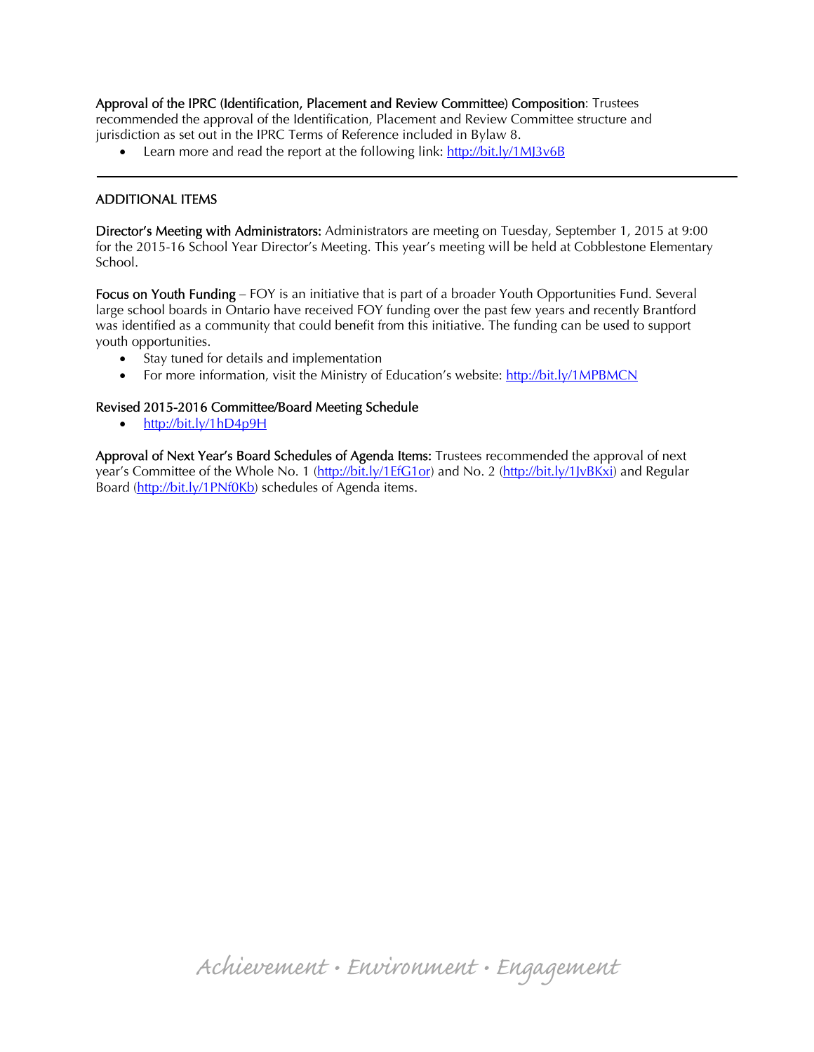**Approval of the IPRC (Identification, Placement and Review Committee) Composition**: Trustees recommended the approval of the Identification, Placement and Review Committee structure and jurisdiction as set out in the IPRC Terms of Reference included in Bylaw 8.

- Learn more and read the report at the following link: http://bit.ly/1MJ3v6B

---

## ADDITIONAL ITEMS

**Director's Meeting with Administrators:** Administrators are meeting on Tuesday, September 1, 2015 at 9:00 for the 2015-16 School Year Director's Meeting. This year's meeting will be held at Cobblestone Elementary School.

**Focus on Youth Funding** – FOY is an initiative that is part of a broader Youth Opportunities Fund. Several large school boards in Ontario have received FOY funding over the past few years and recently Brantford was identified as a community that could benefit from this initiative. The funding can be used to support youth opportunities.

- Stay tuned for details and implementation
- For more information, visit the Ministry of Education's website: http://bit.ly/1MPBMCN

**Revised 2015-2016 Committee/Board Meeting Schedule**

- http://bit.ly/1hD4p9H

**Approval of Next Year's Board Schedules of Agenda Items:** Trustees recommended the approval of next year's Committee of the Whole No. 1 (http://bit.ly/1EfG1or) and No. 2 (http://bit.ly/1JvBKxi) and Regular Board (http://bit.ly/1PNf0Kb) schedules of Agenda items.